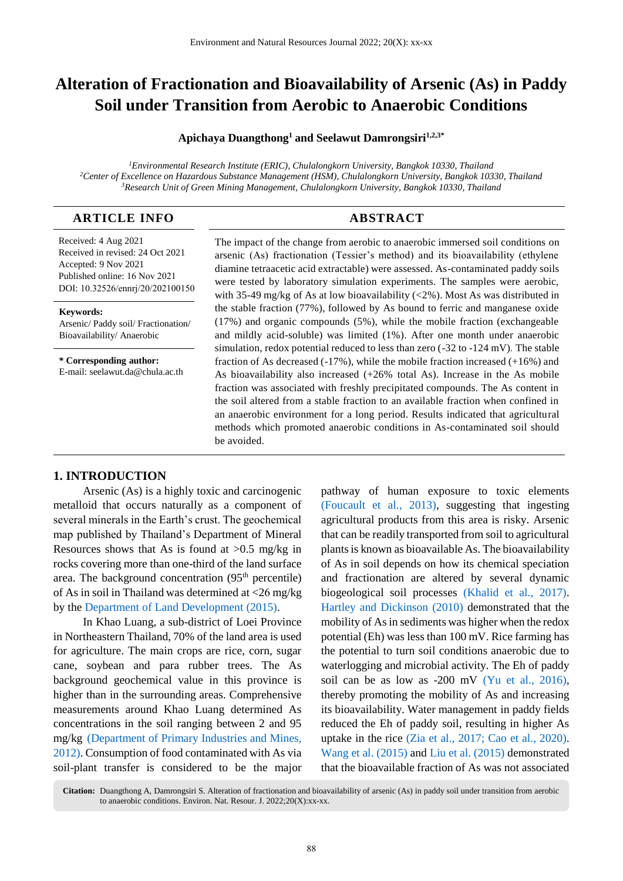# Alteration of Fractionation and Bioavailability of Arsenic (As) in Paddy Soil under Transition from Aerobic to Anaerobic Conditions

**Apichaya Duangthong[1] and Seelawut Damrongsiri[1,2,3*]**

*[1]Environmental Research Institute (ERIC), Chulalongkorn University, Bangkok 10330, Thailand*
*[2]Center of Excellence on Hazardous Substance Management (HSM), Chulalongkorn University, Bangkok 10330, Thailand*
*[3]Research Unit of Green Mining Management, Chulalongkorn University, Bangkok 10330, Thailand*

## ARTICLE INFO

Received: 4 Aug 2021
Received in revised: 24 Oct 2021
Accepted: 9 Nov 2021
Published online: 16 Nov 2021
DOI: 10.32526/ennrj/20/202100150

**Keywords:**
Arsenic/ Paddy soil/ Fractionation/ Bioavailability/ Anaerobic

**\* Corresponding author:**
E-mail: seelawut.da@chula.ac.th

## ABSTRACT

The impact of the change from aerobic to anaerobic immersed soil conditions on arsenic (As) fractionation (Tessier's method) and its bioavailability (ethylene diamine tetraacetic acid extractable) were assessed. As-contaminated paddy soils were tested by laboratory simulation experiments. The samples were aerobic, with 35-49 mg/kg of As at low bioavailability (<2%). Most As was distributed in the stable fraction (77%), followed by As bound to ferric and manganese oxide (17%) and organic compounds (5%), while the mobile fraction (exchangeable and mildly acid-soluble) was limited (1%). After one month under anaerobic simulation, redox potential reduced to less than zero (-32 to -124 mV). The stable fraction of As decreased (-17%), while the mobile fraction increased (+16%) and As bioavailability also increased (+26% total As). Increase in the As mobile fraction was associated with freshly precipitated compounds. The As content in the soil altered from a stable fraction to an available fraction when confined in an anaerobic environment for a long period. Results indicated that agricultural methods which promoted anaerobic conditions in As-contaminated soil should be avoided.

## 1. INTRODUCTION

Arsenic (As) is a highly toxic and carcinogenic metalloid that occurs naturally as a component of several minerals in the Earth's crust. The geochemical map published by Thailand's Department of Mineral Resources shows that As is found at >0.5 mg/kg in rocks covering more than one-third of the land surface area. The background concentration (95th percentile) of As in soil in Thailand was determined at <26 mg/kg by the Department of Land Development (2015).

In Khao Luang, a sub-district of Loei Province in Northeastern Thailand, 70% of the land area is used for agriculture. The main crops are rice, corn, sugar cane, soybean and para rubber trees. The As background geochemical value in this province is higher than in the surrounding areas. Comprehensive measurements around Khao Luang determined As concentrations in the soil ranging between 2 and 95 mg/kg (Department of Primary Industries and Mines, 2012). Consumption of food contaminated with As via soil-plant transfer is considered to be the major pathway of human exposure to toxic elements (Foucault et al., 2013), suggesting that ingesting agricultural products from this area is risky. Arsenic that can be readily transported from soil to agricultural plants is known as bioavailable As. The bioavailability of As in soil depends on how its chemical speciation and fractionation are altered by several dynamic biogeological soil processes (Khalid et al., 2017). Hartley and Dickinson (2010) demonstrated that the mobility of As in sediments was higher when the redox potential (Eh) was less than 100 mV. Rice farming has the potential to turn soil conditions anaerobic due to waterlogging and microbial activity. The Eh of paddy soil can be as low as -200 mV (Yu et al., 2016), thereby promoting the mobility of As and increasing its bioavailability. Water management in paddy fields reduced the Eh of paddy soil, resulting in higher As uptake in the rice (Zia et al., 2017; Cao et al., 2020). Wang et al. (2015) and Liu et al. (2015) demonstrated that the bioavailable fraction of As was not associated

**Citation:** Duangthong A, Damrongsiri S. Alteration of fractionation and bioavailability of arsenic (As) in paddy soil under transition from aerobic to anaerobic conditions. Environ. Nat. Resour. J. 2022;20(X):xx-xx.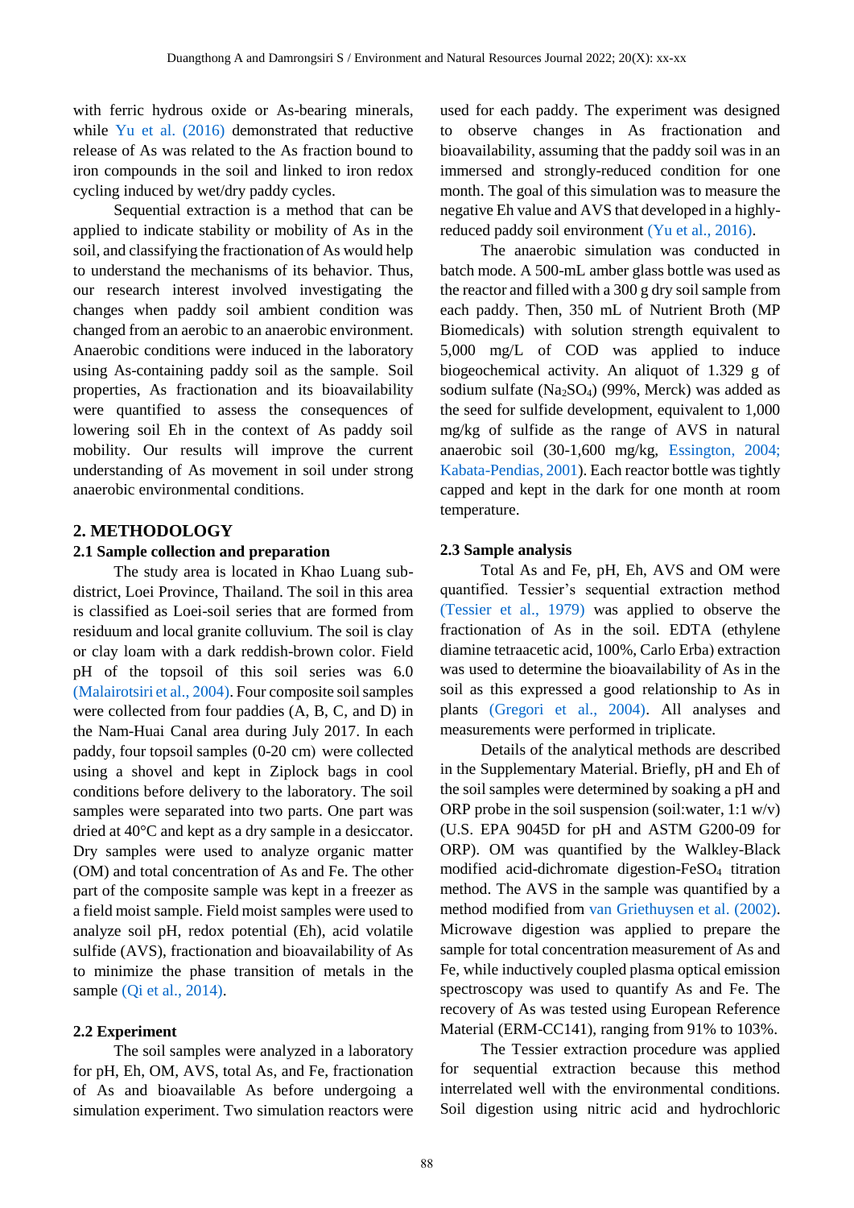with ferric hydrous oxide or As-bearing minerals, while Yu et al. (2016) demonstrated that reductive release of As was related to the As fraction bound to iron compounds in the soil and linked to iron redox cycling induced by wet/dry paddy cycles.

Sequential extraction is a method that can be applied to indicate stability or mobility of As in the soil, and classifying the fractionation of As would help to understand the mechanisms of its behavior. Thus, our research interest involved investigating the changes when paddy soil ambient condition was changed from an aerobic to an anaerobic environment. Anaerobic conditions were induced in the laboratory using As-containing paddy soil as the sample. Soil properties, As fractionation and its bioavailability were quantified to assess the consequences of lowering soil Eh in the context of As paddy soil mobility. Our results will improve the current understanding of As movement in soil under strong anaerobic environmental conditions.

## 2. METHODOLOGY

### 2.1 Sample collection and preparation

The study area is located in Khao Luang sub-district, Loei Province, Thailand. The soil in this area is classified as Loei-soil series that are formed from residuum and local granite colluvium. The soil is clay or clay loam with a dark reddish-brown color. Field pH of the topsoil of this soil series was 6.0 (Malairotsiri et al., 2004). Four composite soil samples were collected from four paddies (A, B, C, and D) in the Nam-Huai Canal area during July 2017. In each paddy, four topsoil samples (0-20 cm) were collected using a shovel and kept in Ziplock bags in cool conditions before delivery to the laboratory. The soil samples were separated into two parts. One part was dried at 40°C and kept as a dry sample in a desiccator. Dry samples were used to analyze organic matter (OM) and total concentration of As and Fe. The other part of the composite sample was kept in a freezer as a field moist sample. Field moist samples were used to analyze soil pH, redox potential (Eh), acid volatile sulfide (AVS), fractionation and bioavailability of As to minimize the phase transition of metals in the sample (Qi et al., 2014).

### 2.2 Experiment

The soil samples were analyzed in a laboratory for pH, Eh, OM, AVS, total As, and Fe, fractionation of As and bioavailable As before undergoing a simulation experiment. Two simulation reactors were used for each paddy. The experiment was designed to observe changes in As fractionation and bioavailability, assuming that the paddy soil was in an immersed and strongly-reduced condition for one month. The goal of this simulation was to measure the negative Eh value and AVS that developed in a highly-reduced paddy soil environment (Yu et al., 2016).

The anaerobic simulation was conducted in batch mode. A 500-mL amber glass bottle was used as the reactor and filled with a 300 g dry soil sample from each paddy. Then, 350 mL of Nutrient Broth (MP Biomedicals) with solution strength equivalent to 5,000 mg/L of COD was applied to induce biogeochemical activity. An aliquot of 1.329 g of sodium sulfate ($Na_2SO_4$) (99%, Merck) was added as the seed for sulfide development, equivalent to 1,000 mg/kg of sulfide as the range of AVS in natural anaerobic soil (30-1,600 mg/kg, Essington, 2004; Kabata-Pendias, 2001). Each reactor bottle was tightly capped and kept in the dark for one month at room temperature.

### 2.3 Sample analysis

Total As and Fe, pH, Eh, AVS and OM were quantified. Tessier's sequential extraction method (Tessier et al., 1979) was applied to observe the fractionation of As in the soil. EDTA (ethylene diamine tetraacetic acid, 100%, Carlo Erba) extraction was used to determine the bioavailability of As in the soil as this expressed a good relationship to As in plants (Gregori et al., 2004). All analyses and measurements were performed in triplicate.

Details of the analytical methods are described in the Supplementary Material. Briefly, pH and Eh of the soil samples were determined by soaking a pH and ORP probe in the soil suspension (soil:water, 1:1 w/v) (U.S. EPA 9045D for pH and ASTM G200-09 for ORP). OM was quantified by the Walkley-Black modified acid-dichromate digestion-$FeSO_4$ titration method. The AVS in the sample was quantified by a method modified from van Griethuysen et al. (2002). Microwave digestion was applied to prepare the sample for total concentration measurement of As and Fe, while inductively coupled plasma optical emission spectroscopy was used to quantify As and Fe. The recovery of As was tested using European Reference Material (ERM-CC141), ranging from 91% to 103%.

The Tessier extraction procedure was applied for sequential extraction because this method interrelated well with the environmental conditions. Soil digestion using nitric acid and hydrochloric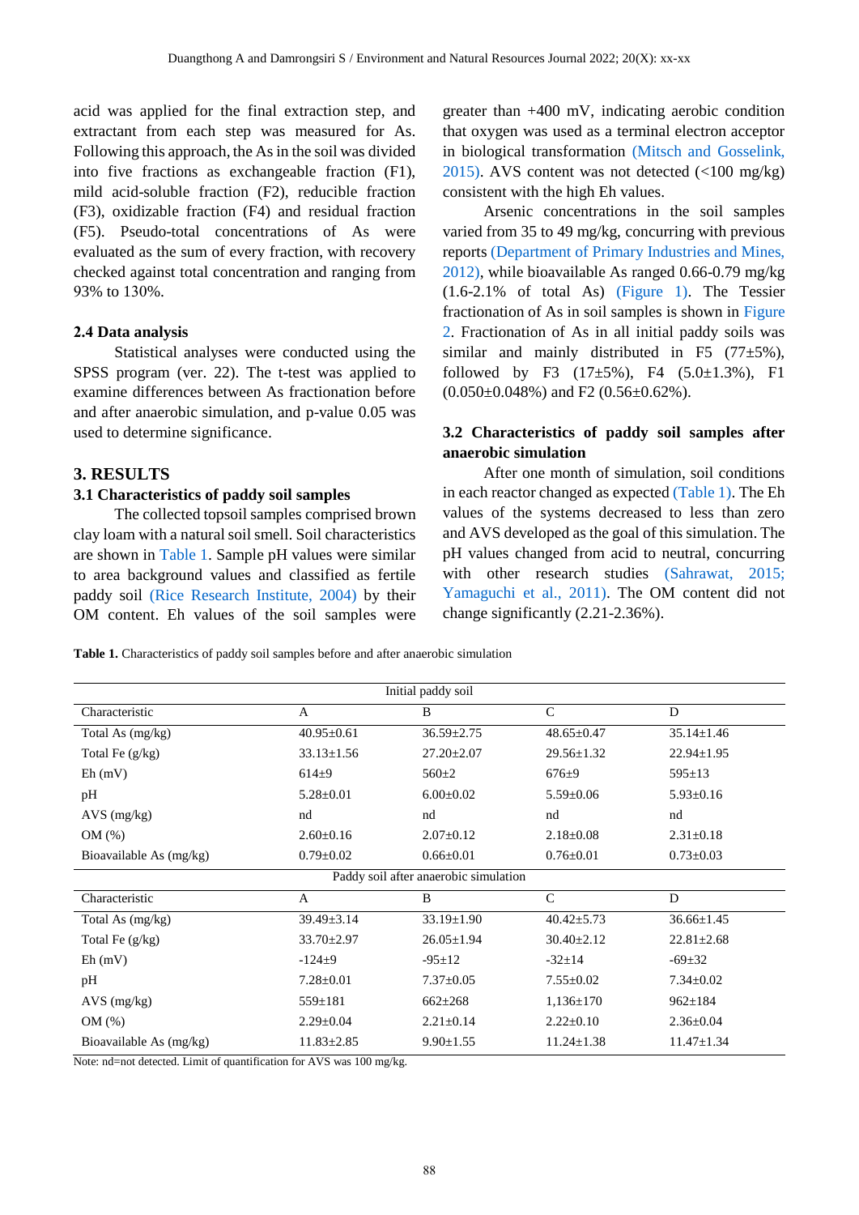acid was applied for the final extraction step, and extractant from each step was measured for As. Following this approach, the As in the soil was divided into five fractions as exchangeable fraction (F1), mild acid-soluble fraction (F2), reducible fraction (F3), oxidizable fraction (F4) and residual fraction (F5). Pseudo-total concentrations of As were evaluated as the sum of every fraction, with recovery checked against total concentration and ranging from 93% to 130%.

### 2.4 Data analysis

Statistical analyses were conducted using the SPSS program (ver. 22). The t-test was applied to examine differences between As fractionation before and after anaerobic simulation, and p-value 0.05 was used to determine significance.

## 3. RESULTS

### 3.1 Characteristics of paddy soil samples

The collected topsoil samples comprised brown clay loam with a natural soil smell. Soil characteristics are shown in Table 1. Sample pH values were similar to area background values and classified as fertile paddy soil (Rice Research Institute, 2004) by their OM content. Eh values of the soil samples were greater than +400 mV, indicating aerobic condition that oxygen was used as a terminal electron acceptor in biological transformation (Mitsch and Gosselink, 2015). AVS content was not detected (<100 mg/kg) consistent with the high Eh values.

Arsenic concentrations in the soil samples varied from 35 to 49 mg/kg, concurring with previous reports (Department of Primary Industries and Mines, 2012), while bioavailable As ranged 0.66-0.79 mg/kg (1.6-2.1% of total As) (Figure 1). The Tessier fractionation of As in soil samples is shown in Figure 2. Fractionation of As in all initial paddy soils was similar and mainly distributed in F5 (77±5%), followed by F3 (17±5%), F4 (5.0±1.3%), F1 (0.050±0.048%) and F2 (0.56±0.62%).

### 3.2 Characteristics of paddy soil samples after anaerobic simulation

After one month of simulation, soil conditions in each reactor changed as expected (Table 1). The Eh values of the systems decreased to less than zero and AVS developed as the goal of this simulation. The pH values changed from acid to neutral, concurring with other research studies (Sahrawat, 2015; Yamaguchi et al., 2011). The OM content did not change significantly (2.21-2.36%).

**Table 1.** Characteristics of paddy soil samples before and after anaerobic simulation

| Characteristic | A | B | C | D |
|---|---|---|---|---|
| **Initial paddy soil** | | | | |
| Total As (mg/kg) | 40.95±0.61 | 36.59±2.75 | 48.65±0.47 | 35.14±1.46 |
| Total Fe (g/kg) | 33.13±1.56 | 27.20±2.07 | 29.56±1.32 | 22.94±1.95 |
| Eh (mV) | 614±9 | 560±2 | 676±9 | 595±13 |
| pH | 5.28±0.01 | 6.00±0.02 | 5.59±0.06 | 5.93±0.16 |
| AVS (mg/kg) | nd | nd | nd | nd |
| OM (%) | 2.60±0.16 | 2.07±0.12 | 2.18±0.08 | 2.31±0.18 |
| Bioavailable As (mg/kg) | 0.79±0.02 | 0.66±0.01 | 0.76±0.01 | 0.73±0.03 |
| **Paddy soil after anaerobic simulation** | | | | |
| Total As (mg/kg) | 39.49±3.14 | 33.19±1.90 | 40.42±5.73 | 36.66±1.45 |
| Total Fe (g/kg) | 33.70±2.97 | 26.05±1.94 | 30.40±2.12 | 22.81±2.68 |
| Eh (mV) | -124±9 | -95±12 | -32±14 | -69±32 |
| pH | 7.28±0.01 | 7.37±0.05 | 7.55±0.02 | 7.34±0.02 |
| AVS (mg/kg) | 559±181 | 662±268 | 1,136±170 | 962±184 |
| OM (%) | 2.29±0.04 | 2.21±0.14 | 2.22±0.10 | 2.36±0.04 |
| Bioavailable As (mg/kg) | 11.83±2.85 | 9.90±1.55 | 11.24±1.38 | 11.47±1.34 |

Note: nd=not detected. Limit of quantification for AVS was 100 mg/kg.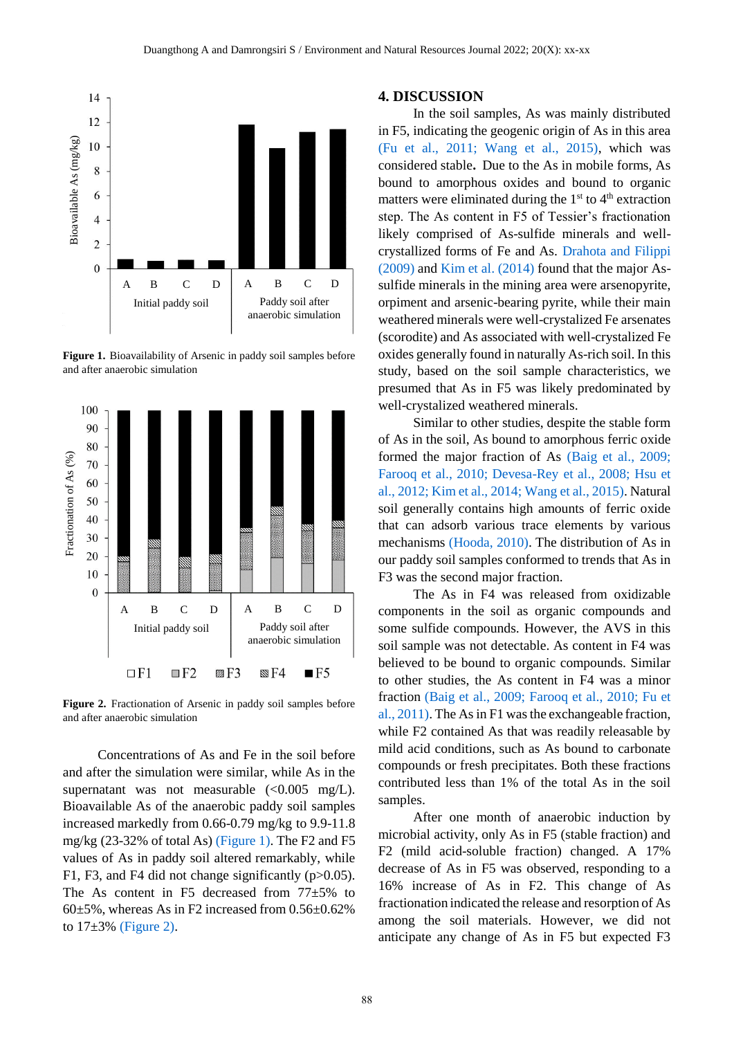14
12
10
8
6
4
2
0

Bioavailable As (mg/kg)

A B C D
Initial paddy soil

A B C D
Paddy soil after anaerobic simulation

**Figure 1.** Bioavailability of Arsenic in paddy soil samples before and after anaerobic simulation

100
90
80
70
60
50
40
30
20
10
0

Fractionation of As (%)

A B C D
Initial paddy soil

A B C D
Paddy soil after anaerobic simulation

□F1 ▨F2 ▩F3 ▧F4 ■F5

**Figure 2.** Fractionation of Arsenic in paddy soil samples before and after anaerobic simulation

Concentrations of As and Fe in the soil before and after the simulation were similar, while As in the supernatant was not measurable (<0.005 mg/L). Bioavailable As of the anaerobic paddy soil samples increased markedly from 0.66-0.79 mg/kg to 9.9-11.8 mg/kg (23-32% of total As) (Figure 1). The F2 and F5 values of As in paddy soil altered remarkably, while F1, F3, and F4 did not change significantly ($p>0.05$). The As content in F5 decreased from 77±5% to 60±5%, whereas As in F2 increased from 0.56±0.62% to 17±3% (Figure 2).

## 4. DISCUSSION

In the soil samples, As was mainly distributed in F5, indicating the geogenic origin of As in this area (Fu et al., 2011; Wang et al., 2015), which was considered stable. Due to the As in mobile forms, As bound to amorphous oxides and bound to organic matters were eliminated during the 1st to 4th extraction step. The As content in F5 of Tessier's fractionation likely comprised of As-sulfide minerals and well-crystallized forms of Fe and As. Drahota and Filippi (2009) and Kim et al. (2014) found that the major As-sulfide minerals in the mining area were arsenopyrite, orpiment and arsenic-bearing pyrite, while their main weathered minerals were well-crystalized Fe arsenates (scorodite) and As associated with well-crystalized Fe oxides generally found in naturally As-rich soil. In this study, based on the soil sample characteristics, we presumed that As in F5 was likely predominated by well-crystalized weathered minerals.

Similar to other studies, despite the stable form of As in the soil, As bound to amorphous ferric oxide formed the major fraction of As (Baig et al., 2009; Farooq et al., 2010; Devesa-Rey et al., 2008; Hsu et al., 2012; Kim et al., 2014; Wang et al., 2015). Natural soil generally contains high amounts of ferric oxide that can adsorb various trace elements by various mechanisms (Hooda, 2010). The distribution of As in our paddy soil samples conformed to trends that As in F3 was the second major fraction.

The As in F4 was released from oxidizable components in the soil as organic compounds and some sulfide compounds. However, the AVS in this soil sample was not detectable. As content in F4 was believed to be bound to organic compounds. Similar to other studies, the As content in F4 was a minor fraction (Baig et al., 2009; Farooq et al., 2010; Fu et al., 2011). The As in F1 was the exchangeable fraction, while F2 contained As that was readily releasable by mild acid conditions, such as As bound to carbonate compounds or fresh precipitates. Both these fractions contributed less than 1% of the total As in the soil samples.

After one month of anaerobic induction by microbial activity, only As in F5 (stable fraction) and F2 (mild acid-soluble fraction) changed. A 17% decrease of As in F5 was observed, responding to a 16% increase of As in F2. This change of As fractionation indicated the release and resorption of As among the soil materials. However, we did not anticipate any change of As in F5 but expected F3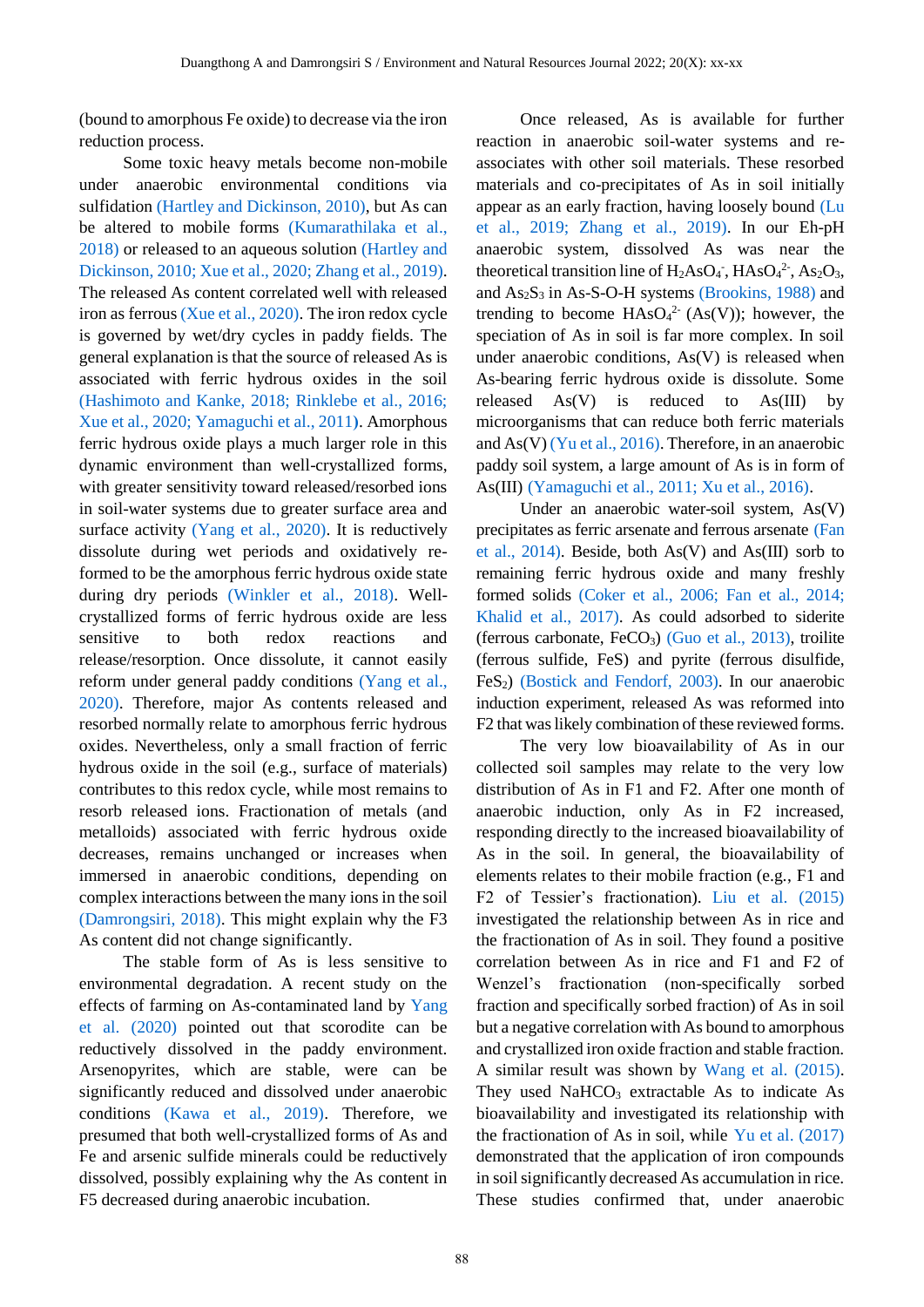(bound to amorphous Fe oxide) to decrease via the iron reduction process.

Some toxic heavy metals become non-mobile under anaerobic environmental conditions via sulfidation (Hartley and Dickinson, 2010), but As can be altered to mobile forms (Kumarathilaka et al., 2018) or released to an aqueous solution (Hartley and Dickinson, 2010; Xue et al., 2020; Zhang et al., 2019). The released As content correlated well with released iron as ferrous (Xue et al., 2020). The iron redox cycle is governed by wet/dry cycles in paddy fields. The general explanation is that the source of released As is associated with ferric hydrous oxides in the soil (Hashimoto and Kanke, 2018; Rinklebe et al., 2016; Xue et al., 2020; Yamaguchi et al., 2011). Amorphous ferric hydrous oxide plays a much larger role in this dynamic environment than well-crystallized forms, with greater sensitivity toward released/resorbed ions in soil-water systems due to greater surface area and surface activity (Yang et al., 2020). It is reductively dissolute during wet periods and oxidatively re-formed to be the amorphous ferric hydrous oxide state during dry periods (Winkler et al., 2018). Well-crystallized forms of ferric hydrous oxide are less sensitive to both redox reactions and release/resorption. Once dissolute, it cannot easily reform under general paddy conditions (Yang et al., 2020). Therefore, major As contents released and resorbed normally relate to amorphous ferric hydrous oxides. Nevertheless, only a small fraction of ferric hydrous oxide in the soil (e.g., surface of materials) contributes to this redox cycle, while most remains to resorb released ions. Fractionation of metals (and metalloids) associated with ferric hydrous oxide decreases, remains unchanged or increases when immersed in anaerobic conditions, depending on complex interactions between the many ions in the soil (Damrongsiri, 2018). This might explain why the F3 As content did not change significantly.

The stable form of As is less sensitive to environmental degradation. A recent study on the effects of farming on As-contaminated land by Yang et al. (2020) pointed out that scorodite can be reductively dissolved in the paddy environment. Arsenopyrites, which are stable, were can be significantly reduced and dissolved under anaerobic conditions (Kawa et al., 2019). Therefore, we presumed that both well-crystallized forms of As and Fe and arsenic sulfide minerals could be reductively dissolved, possibly explaining why the As content in F5 decreased during anaerobic incubation.

Once released, As is available for further reaction in anaerobic soil-water systems and re-associates with other soil materials. These resorbed materials and co-precipitates of As in soil initially appear as an early fraction, having loosely bound (Lu et al., 2019; Zhang et al., 2019). In our Eh-pH anaerobic system, dissolved As was near the theoretical transition line of $H_2AsO_4^-$, $HAsO_4^{2-}$, $As_2O_3$, and $As_2S_3$ in As-S-O-H systems (Brookins, 1988) and trending to become $HAsO_4^{2-}$ (As(V)); however, the speciation of As in soil is far more complex. In soil under anaerobic conditions, As(V) is released when As-bearing ferric hydrous oxide is dissolute. Some released As(V) is reduced to As(III) by microorganisms that can reduce both ferric materials and As(V) (Yu et al., 2016). Therefore, in an anaerobic paddy soil system, a large amount of As is in form of As(III) (Yamaguchi et al., 2011; Xu et al., 2016).

Under an anaerobic water-soil system, As(V) precipitates as ferric arsenate and ferrous arsenate (Fan et al., 2014). Beside, both As(V) and As(III) sorb to remaining ferric hydrous oxide and many freshly formed solids (Coker et al., 2006; Fan et al., 2014; Khalid et al., 2017). As could adsorbed to siderite (ferrous carbonate, $FeCO_3$) (Guo et al., 2013), troilite (ferrous sulfide, FeS) and pyrite (ferrous disulfide, $FeS_2$) (Bostick and Fendorf, 2003). In our anaerobic induction experiment, released As was reformed into F2 that was likely combination of these reviewed forms.

The very low bioavailability of As in our collected soil samples may relate to the very low distribution of As in F1 and F2. After one month of anaerobic induction, only As in F2 increased, responding directly to the increased bioavailability of As in the soil. In general, the bioavailability of elements relates to their mobile fraction (e.g., F1 and F2 of Tessier's fractionation). Liu et al. (2015) investigated the relationship between As in rice and the fractionation of As in soil. They found a positive correlation between As in rice and F1 and F2 of Wenzel's fractionation (non-specifically sorbed fraction and specifically sorbed fraction) of As in soil but a negative correlation with As bound to amorphous and crystallized iron oxide fraction and stable fraction. A similar result was shown by Wang et al. (2015). They used $NaHCO_3$ extractable As to indicate As bioavailability and investigated its relationship with the fractionation of As in soil, while Yu et al. (2017) demonstrated that the application of iron compounds in soil significantly decreased As accumulation in rice. These studies confirmed that, under anaerobic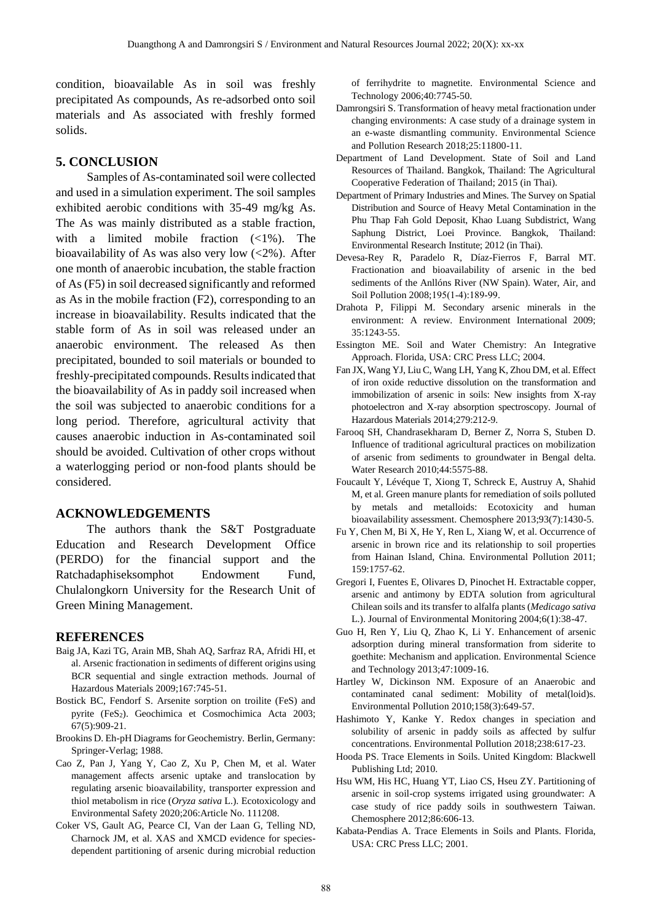condition, bioavailable As in soil was freshly precipitated As compounds, As re-adsorbed onto soil materials and As associated with freshly formed solids.

## 5. CONCLUSION

Samples of As-contaminated soil were collected and used in a simulation experiment. The soil samples exhibited aerobic conditions with 35-49 mg/kg As. The As was mainly distributed as a stable fraction, with a limited mobile fraction (<1%). The bioavailability of As was also very low (<2%). After one month of anaerobic incubation, the stable fraction of As (F5) in soil decreased significantly and reformed as As in the mobile fraction (F2), corresponding to an increase in bioavailability. Results indicated that the stable form of As in soil was released under an anaerobic environment. The released As then precipitated, bounded to soil materials or bounded to freshly-precipitated compounds. Results indicated that the bioavailability of As in paddy soil increased when the soil was subjected to anaerobic conditions for a long period. Therefore, agricultural activity that causes anaerobic induction in As-contaminated soil should be avoided. Cultivation of other crops without a waterlogging period or non-food plants should be considered.

## ACKNOWLEDGEMENTS

The authors thank the S&T Postgraduate Education and Research Development Office (PERDO) for the financial support and the Ratchadaphiseksomphot Endowment Fund, Chulalongkorn University for the Research Unit of Green Mining Management.

## REFERENCES

Baig JA, Kazi TG, Arain MB, Shah AQ, Sarfraz RA, Afridi HI, et al. Arsenic fractionation in sediments of different origins using BCR sequential and single extraction methods. Journal of Hazardous Materials 2009;167:745-51.

Bostick BC, Fendorf S. Arsenite sorption on troilite (FeS) and pyrite ($FeS_2$). Geochimica et Cosmochimica Acta 2003; 67(5):909-21.

Brookins D. Eh-pH Diagrams for Geochemistry. Berlin, Germany: Springer-Verlag; 1988.

Cao Z, Pan J, Yang Y, Cao Z, Xu P, Chen M, et al. Water management affects arsenic uptake and translocation by regulating arsenic bioavailability, transporter expression and thiol metabolism in rice (*Oryza sativa* L.). Ecotoxicology and Environmental Safety 2020;206:Article No. 111208.

Coker VS, Gault AG, Pearce CI, Van der Laan G, Telling ND, Charnock JM, et al. XAS and XMCD evidence for species-dependent partitioning of arsenic during microbial reduction of ferrihydrite to magnetite. Environmental Science and Technology 2006;40:7745-50.

Damrongsiri S. Transformation of heavy metal fractionation under changing environments: A case study of a drainage system in an e-waste dismantling community. Environmental Science and Pollution Research 2018;25:11800-11.

Department of Land Development. State of Soil and Land Resources of Thailand. Bangkok, Thailand: The Agricultural Cooperative Federation of Thailand; 2015 (in Thai).

Department of Primary Industries and Mines. The Survey on Spatial Distribution and Source of Heavy Metal Contamination in the Phu Thap Fah Gold Deposit, Khao Luang Subdistrict, Wang Saphung District, Loei Province. Bangkok, Thailand: Environmental Research Institute; 2012 (in Thai).

Devesa-Rey R, Paradelo R, Díaz-Fierros F, Barral MT. Fractionation and bioavailability of arsenic in the bed sediments of the Anllóns River (NW Spain). Water, Air, and Soil Pollution 2008;195(1-4):189-99.

Drahota P, Filippi M. Secondary arsenic minerals in the environment: A review. Environment International 2009; 35:1243-55.

Essington ME. Soil and Water Chemistry: An Integrative Approach. Florida, USA: CRC Press LLC; 2004.

Fan JX, Wang YJ, Liu C, Wang LH, Yang K, Zhou DM, et al. Effect of iron oxide reductive dissolution on the transformation and immobilization of arsenic in soils: New insights from X-ray photoelectron and X-ray absorption spectroscopy. Journal of Hazardous Materials 2014;279:212-9.

Farooq SH, Chandrasekharam D, Berner Z, Norra S, Stuben D. Influence of traditional agricultural practices on mobilization of arsenic from sediments to groundwater in Bengal delta. Water Research 2010;44:5575-88.

Foucault Y, Lévéque T, Xiong T, Schreck E, Austruy A, Shahid M, et al. Green manure plants for remediation of soils polluted by metals and metalloids: Ecotoxicity and human bioavailability assessment. Chemosphere 2013;93(7):1430-5.

Fu Y, Chen M, Bi X, He Y, Ren L, Xiang W, et al. Occurrence of arsenic in brown rice and its relationship to soil properties from Hainan Island, China. Environmental Pollution 2011; 159:1757-62.

Gregori I, Fuentes E, Olivares D, Pinochet H. Extractable copper, arsenic and antimony by EDTA solution from agricultural Chilean soils and its transfer to alfalfa plants (*Medicago sativa* L.). Journal of Environmental Monitoring 2004;6(1):38-47.

Guo H, Ren Y, Liu Q, Zhao K, Li Y. Enhancement of arsenic adsorption during mineral transformation from siderite to goethite: Mechanism and application. Environmental Science and Technology 2013;47:1009-16.

Hartley W, Dickinson NM. Exposure of an Anaerobic and contaminated canal sediment: Mobility of metal(loid)s. Environmental Pollution 2010;158(3):649-57.

Hashimoto Y, Kanke Y. Redox changes in speciation and solubility of arsenic in paddy soils as affected by sulfur concentrations. Environmental Pollution 2018;238:617-23.

Hooda PS. Trace Elements in Soils. United Kingdom: Blackwell Publishing Ltd; 2010.

Hsu WM, His HC, Huang YT, Liao CS, Hseu ZY. Partitioning of arsenic in soil-crop systems irrigated using groundwater: A case study of rice paddy soils in southwestern Taiwan. Chemosphere 2012;86:606-13.

Kabata-Pendias A. Trace Elements in Soils and Plants. Florida, USA: CRC Press LLC; 2001.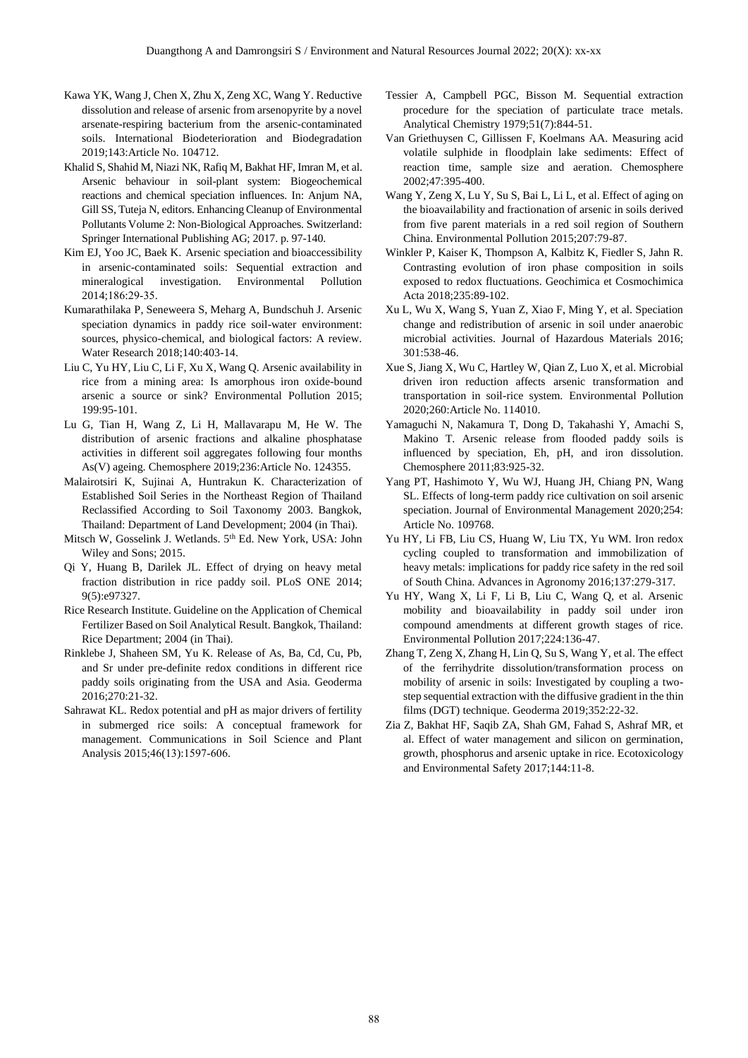Kawa YK, Wang J, Chen X, Zhu X, Zeng XC, Wang Y. Reductive dissolution and release of arsenic from arsenopyrite by a novel arsenate-respiring bacterium from the arsenic-contaminated soils. International Biodeterioration and Biodegradation 2019;143:Article No. 104712.

Khalid S, Shahid M, Niazi NK, Rafiq M, Bakhat HF, Imran M, et al. Arsenic behaviour in soil-plant system: Biogeochemical reactions and chemical speciation influences. In: Anjum NA, Gill SS, Tuteja N, editors. Enhancing Cleanup of Environmental Pollutants Volume 2: Non-Biological Approaches. Switzerland: Springer International Publishing AG; 2017. p. 97-140.

Kim EJ, Yoo JC, Baek K. Arsenic speciation and bioaccessibility in arsenic-contaminated soils: Sequential extraction and mineralogical investigation. Environmental Pollution 2014;186:29-35.

Kumarathilaka P, Seneweera S, Meharg A, Bundschuh J. Arsenic speciation dynamics in paddy rice soil-water environment: sources, physico-chemical, and biological factors: A review. Water Research 2018;140:403-14.

Liu C, Yu HY, Liu C, Li F, Xu X, Wang Q. Arsenic availability in rice from a mining area: Is amorphous iron oxide-bound arsenic a source or sink? Environmental Pollution 2015; 199:95-101.

Lu G, Tian H, Wang Z, Li H, Mallavarapu M, He W. The distribution of arsenic fractions and alkaline phosphatase activities in different soil aggregates following four months As(V) ageing. Chemosphere 2019;236:Article No. 124355.

Malairotsiri K, Sujinai A, Huntrakun K. Characterization of Established Soil Series in the Northeast Region of Thailand Reclassified According to Soil Taxonomy 2003. Bangkok, Thailand: Department of Land Development; 2004 (in Thai).

Mitsch W, Gosselink J. Wetlands. 5th Ed. New York, USA: John Wiley and Sons; 2015.

Qi Y, Huang B, Darilek JL. Effect of drying on heavy metal fraction distribution in rice paddy soil. PLoS ONE 2014; 9(5):e97327.

Rice Research Institute. Guideline on the Application of Chemical Fertilizer Based on Soil Analytical Result. Bangkok, Thailand: Rice Department; 2004 (in Thai).

Rinklebe J, Shaheen SM, Yu K. Release of As, Ba, Cd, Cu, Pb, and Sr under pre-definite redox conditions in different rice paddy soils originating from the USA and Asia. Geoderma 2016;270:21-32.

Sahrawat KL. Redox potential and pH as major drivers of fertility in submerged rice soils: A conceptual framework for management. Communications in Soil Science and Plant Analysis 2015;46(13):1597-606.

Tessier A, Campbell PGC, Bisson M. Sequential extraction procedure for the speciation of particulate trace metals. Analytical Chemistry 1979;51(7):844-51.

Van Griethuysen C, Gillissen F, Koelmans AA. Measuring acid volatile sulphide in floodplain lake sediments: Effect of reaction time, sample size and aeration. Chemosphere 2002;47:395-400.

Wang Y, Zeng X, Lu Y, Su S, Bai L, Li L, et al. Effect of aging on the bioavailability and fractionation of arsenic in soils derived from five parent materials in a red soil region of Southern China. Environmental Pollution 2015;207:79-87.

Winkler P, Kaiser K, Thompson A, Kalbitz K, Fiedler S, Jahn R. Contrasting evolution of iron phase composition in soils exposed to redox fluctuations. Geochimica et Cosmochimica Acta 2018;235:89-102.

Xu L, Wu X, Wang S, Yuan Z, Xiao F, Ming Y, et al. Speciation change and redistribution of arsenic in soil under anaerobic microbial activities. Journal of Hazardous Materials 2016; 301:538-46.

Xue S, Jiang X, Wu C, Hartley W, Qian Z, Luo X, et al. Microbial driven iron reduction affects arsenic transformation and transportation in soil-rice system. Environmental Pollution 2020;260:Article No. 114010.

Yamaguchi N, Nakamura T, Dong D, Takahashi Y, Amachi S, Makino T. Arsenic release from flooded paddy soils is influenced by speciation, Eh, pH, and iron dissolution. Chemosphere 2011;83:925-32.

Yang PT, Hashimoto Y, Wu WJ, Huang JH, Chiang PN, Wang SL. Effects of long-term paddy rice cultivation on soil arsenic speciation. Journal of Environmental Management 2020;254: Article No. 109768.

Yu HY, Li FB, Liu CS, Huang W, Liu TX, Yu WM. Iron redox cycling coupled to transformation and immobilization of heavy metals: implications for paddy rice safety in the red soil of South China. Advances in Agronomy 2016;137:279-317.

Yu HY, Wang X, Li F, Li B, Liu C, Wang Q, et al. Arsenic mobility and bioavailability in paddy soil under iron compound amendments at different growth stages of rice. Environmental Pollution 2017;224:136-47.

Zhang T, Zeng X, Zhang H, Lin Q, Su S, Wang Y, et al. The effect of the ferrihydrite dissolution/transformation process on mobility of arsenic in soils: Investigated by coupling a two-step sequential extraction with the diffusive gradient in the thin films (DGT) technique. Geoderma 2019;352:22-32.

Zia Z, Bakhat HF, Saqib ZA, Shah GM, Fahad S, Ashraf MR, et al. Effect of water management and silicon on germination, growth, phosphorus and arsenic uptake in rice. Ecotoxicology and Environmental Safety 2017;144:11-8.